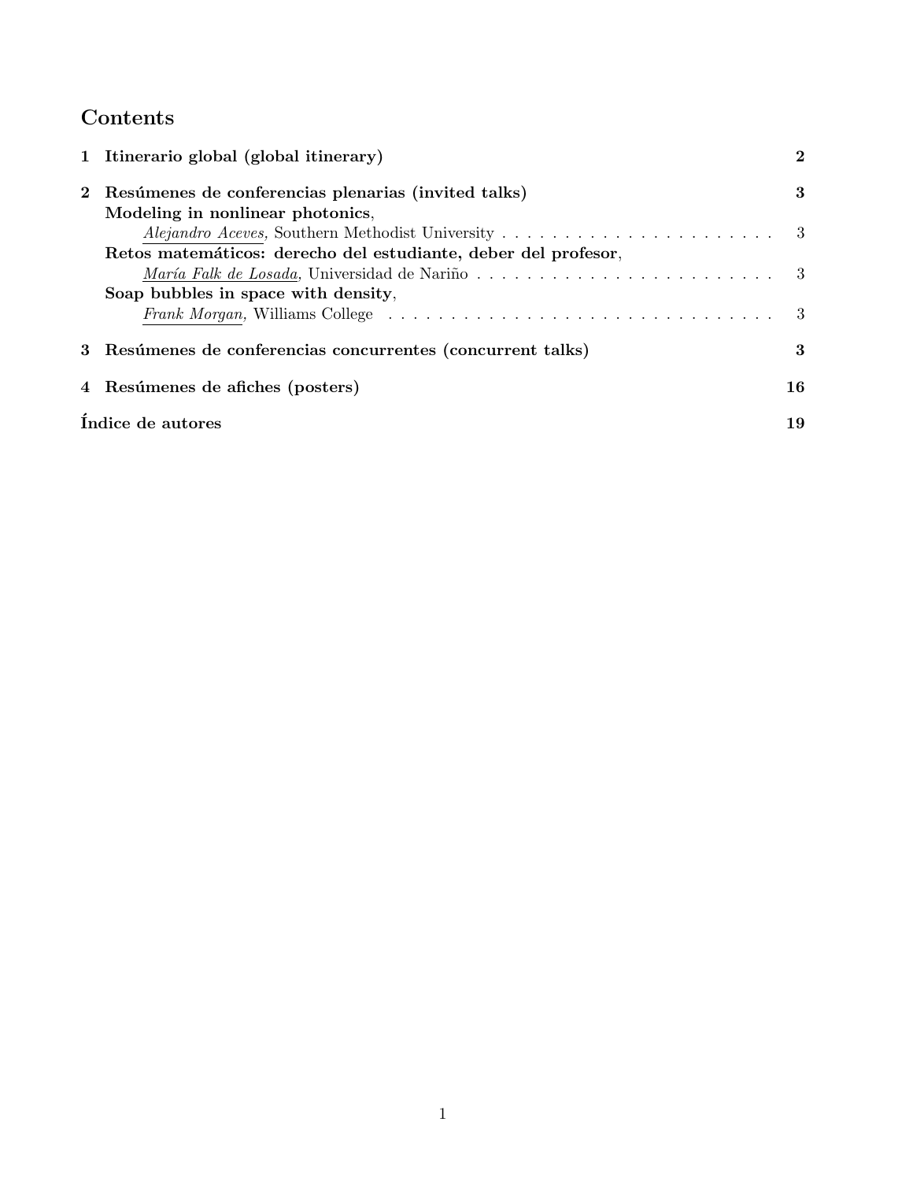# Contents

**1 Itinerario global (global itinerary)** **2**

**2 Resúmenes de conferencias plenarias (invited talks)** **3**

**Modeling in nonlinear photonics**,
*Alejandro Aceves*, Southern Methodist University . . . . . . . . . . . . . . . . . . . . . . . 3

**Retos matemáticos: derecho del estudiante, deber del profesor**,
*María Falk de Losada*, Universidad de Nariño . . . . . . . . . . . . . . . . . . . . . . . . . 3

**Soap bubbles in space with density**,
*Frank Morgan*, Williams College . . . . . . . . . . . . . . . . . . . . . . . . . . . . . . . . . 3

**3 Resúmenes de conferencias concurrentes (concurrent talks)** **3**

**4 Resúmenes de afiches (posters)** **16**

**Índice de autores** **19**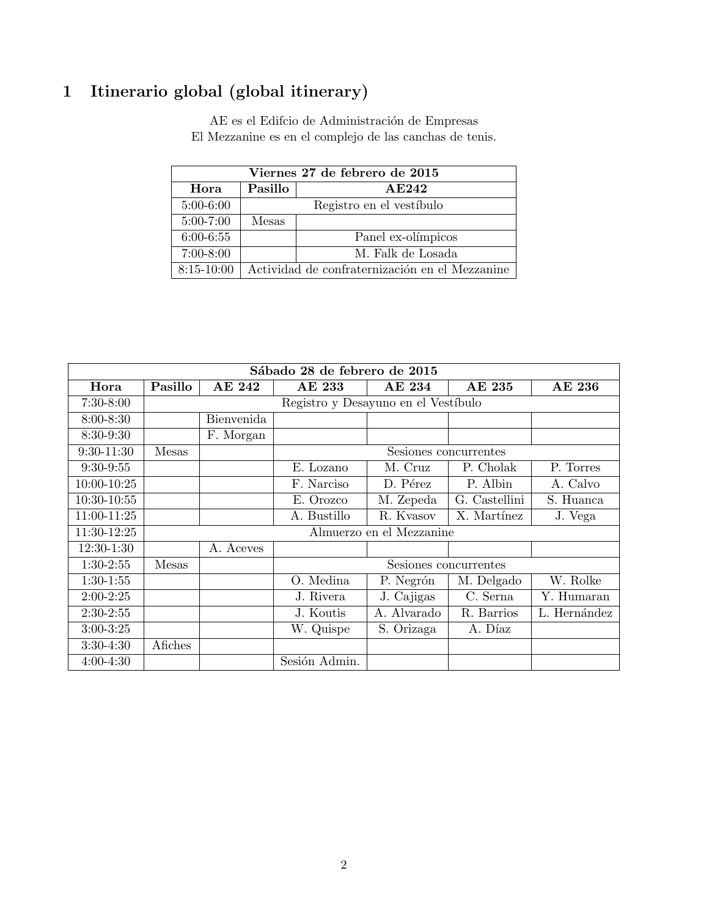# 1 Itinerario global (global itinerary)

AE es el Edifcio de Administración de Empresas
El Mezzanine es en el complejo de las canchas de tenis.

| Viernes 27 de febrero de 2015 | | |
|---|---|---|
| **Hora** | **Pasillo** | **AE242** |
| 5:00-6:00 | Registro en el vestíbulo | |
| 5:00-7:00 | Mesas | |
| 6:00-6:55 | | Panel ex-olímpicos |
| 7:00-8:00 | | M. Falk de Losada |
| 8:15-10:00 | Actividad de confraternización en el Mezzanine | |

| Sábado 28 de febrero de 2015 | | | | | | |
|---|---|---|---|---|---|---|
| **Hora** | **Pasillo** | **AE 242** | **AE 233** | **AE 234** | **AE 235** | **AE 236** |
| 7:30-8:00 | Registro y Desayuno en el Vestíbulo | | | | | |
| 8:00-8:30 | | Bienvenida | | | | |
| 8:30-9:30 | | F. Morgan | | | | |
| 9:30-11:30 | Mesas | | Sesiones concurrentes | | | |
| 9:30-9:55 | | | E. Lozano | M. Cruz | P. Cholak | P. Torres |
| 10:00-10:25 | | | F. Narciso | D. Pérez | P. Albin | A. Calvo |
| 10:30-10:55 | | | E. Orozco | M. Zepeda | G. Castellini | S. Huanca |
| 11:00-11:25 | | | A. Bustillo | R. Kvasov | X. Martínez | J. Vega |
| 11:30-12:25 | Almuerzo en el Mezzanine | | | | | |
| 12:30-1:30 | | A. Aceves | | | | |
| 1:30-2:55 | Mesas | | Sesiones concurrentes | | | |
| 1:30-1:55 | | | O. Medina | P. Negrón | M. Delgado | W. Rolke |
| 2:00-2:25 | | | J. Rivera | J. Cajigas | C. Serna | Y. Humaran |
| 2:30-2:55 | | | J. Koutis | A. Alvarado | R. Barrios | L. Hernández |
| 3:00-3:25 | | | W. Quispe | S. Orizaga | A. Díaz | |
| 3:30-4:30 | Afiches | | | | | |
| 4:00-4:30 | | | Sesión Admin. | | | |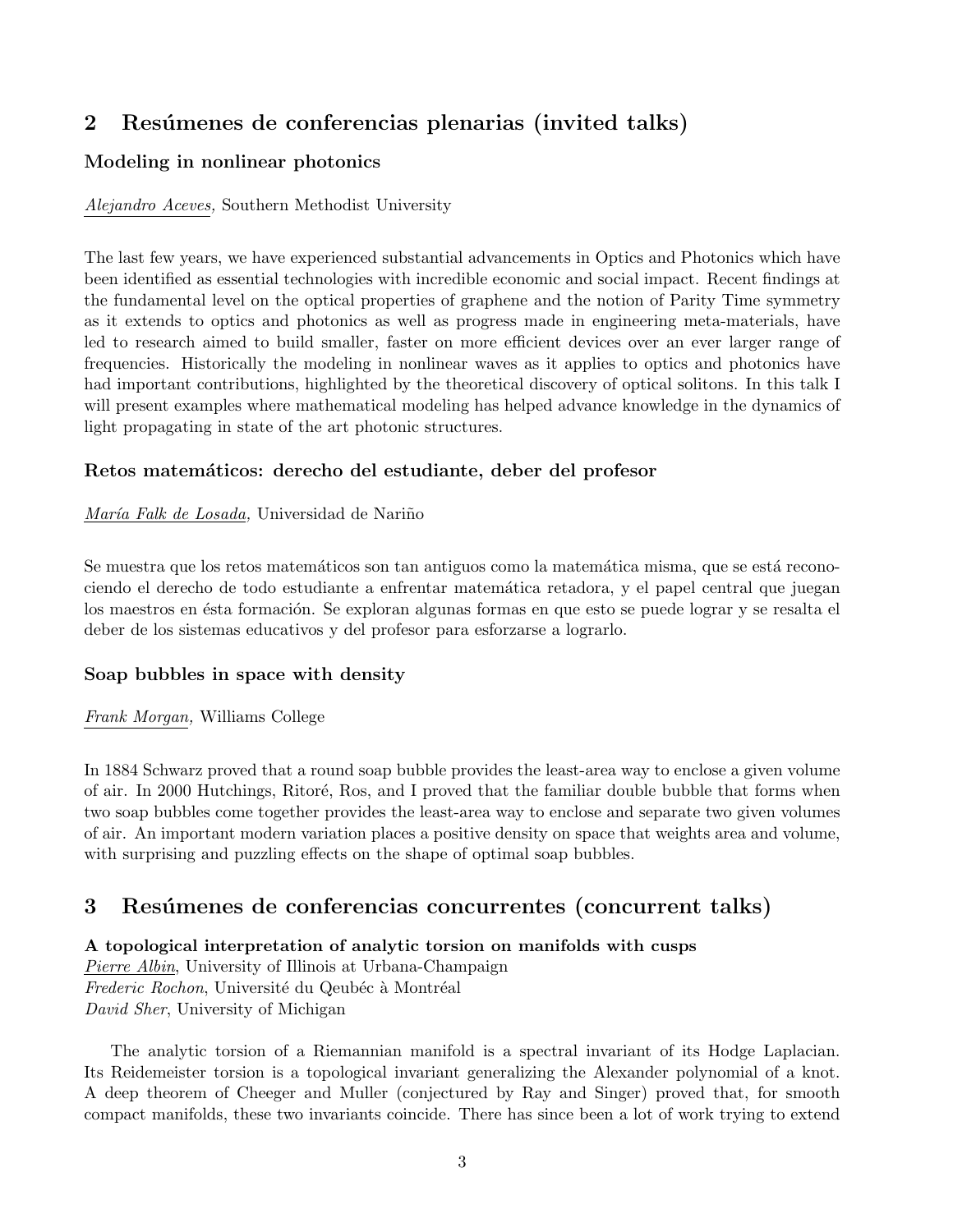## 2 Resúmenes de conferencias plenarias (invited talks)

### Modeling in nonlinear photonics

*Alejandro Aceves,* Southern Methodist University

The last few years, we have experienced substantial advancements in Optics and Photonics which have been identified as essential technologies with incredible economic and social impact. Recent findings at the fundamental level on the optical properties of graphene and the notion of Parity Time symmetry as it extends to optics and photonics as well as progress made in engineering meta-materials, have led to research aimed to build smaller, faster on more efficient devices over an ever larger range of frequencies. Historically the modeling in nonlinear waves as it applies to optics and photonics have had important contributions, highlighted by the theoretical discovery of optical solitons. In this talk I will present examples where mathematical modeling has helped advance knowledge in the dynamics of light propagating in state of the art photonic structures.

### Retos matemáticos: derecho del estudiante, deber del profesor

*María Falk de Losada,* Universidad de Nariño

Se muestra que los retos matemáticos son tan antiguos como la matemática misma, que se está reconociendo el derecho de todo estudiante a enfrentar matemática retadora, y el papel central que juegan los maestros en ésta formación. Se exploran algunas formas en que esto se puede lograr y se resalta el deber de los sistemas educativos y del profesor para esforzarse a lograrlo.

### Soap bubbles in space with density

*Frank Morgan,* Williams College

In 1884 Schwarz proved that a round soap bubble provides the least-area way to enclose a given volume of air. In 2000 Hutchings, Ritoré, Ros, and I proved that the familiar double bubble that forms when two soap bubbles come together provides the least-area way to enclose and separate two given volumes of air. An important modern variation places a positive density on space that weights area and volume, with surprising and puzzling effects on the shape of optimal soap bubbles.

## 3 Resúmenes de conferencias concurrentes (concurrent talks)

**A topological interpretation of analytic torsion on manifolds with cusps**
*Pierre Albin*, University of Illinois at Urbana-Champaign
*Frederic Rochon*, Université du Qeubéc à Montréal
*David Sher*, University of Michigan

The analytic torsion of a Riemannian manifold is a spectral invariant of its Hodge Laplacian. Its Reidemeister torsion is a topological invariant generalizing the Alexander polynomial of a knot. A deep theorem of Cheeger and Muller (conjectured by Ray and Singer) proved that, for smooth compact manifolds, these two invariants coincide. There has since been a lot of work trying to extend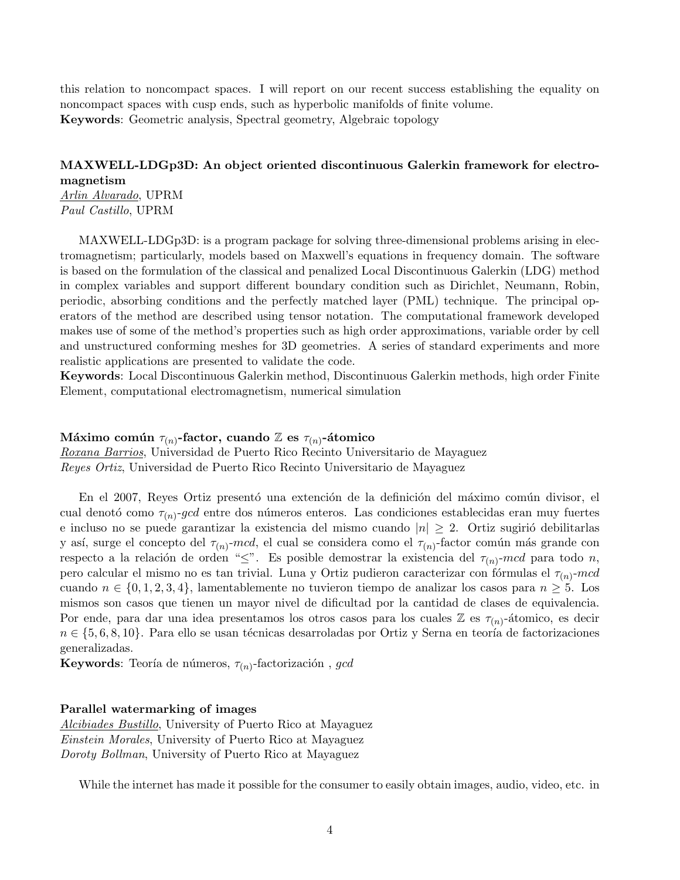this relation to noncompact spaces. I will report on our recent success establishing the equality on noncompact spaces with cusp ends, such as hyperbolic manifolds of finite volume.
**Keywords**: Geometric analysis, Spectral geometry, Algebraic topology

### MAXWELL-LDGp3D: An object oriented discontinuous Galerkin framework for electromagnetism

*Arlin Alvarado*, UPRM
*Paul Castillo*, UPRM

MAXWELL-LDGp3D: is a program package for solving three-dimensional problems arising in electromagnetism; particularly, models based on Maxwell's equations in frequency domain. The software is based on the formulation of the classical and penalized Local Discontinuous Galerkin (LDG) method in complex variables and support different boundary condition such as Dirichlet, Neumann, Robin, periodic, absorbing conditions and the perfectly matched layer (PML) technique. The principal operators of the method are described using tensor notation. The computational framework developed makes use of some of the method's properties such as high order approximations, variable order by cell and unstructured conforming meshes for 3D geometries. A series of standard experiments and more realistic applications are presented to validate the code.
**Keywords**: Local Discontinuous Galerkin method, Discontinuous Galerkin methods, high order Finite Element, computational electromagnetism, numerical simulation

### Máximo común $\tau_{(n)}$-factor, cuando $\mathbb{Z}$ es $\tau_{(n)}$-átomico

*Roxana Barrios*, Universidad de Puerto Rico Recinto Universitario de Mayaguez
*Reyes Ortiz*, Universidad de Puerto Rico Recinto Universitario de Mayaguez

En el 2007, Reyes Ortiz presentó una extención de la definición del máximo común divisor, el cual denotó como $\tau_{(n)}$-*gcd* entre dos números enteros. Las condiciones establecidas eran muy fuertes e incluso no se puede garantizar la existencia del mismo cuando $|n| \geq 2$. Ortiz sugirió debilitarlas y así, surge el concepto del $\tau_{(n)}$-*mcd*, el cual se considera como el $\tau_{(n)}$-factor común más grande con respecto a la relación de orden "$\leq$". Es posible demostrar la existencia del $\tau_{(n)}$-*mcd* para todo $n$, pero calcular el mismo no es tan trivial. Luna y Ortiz pudieron caracterizar con fórmulas el $\tau_{(n)}$-*mcd* cuando $n \in \{0, 1, 2, 3, 4\}$, lamentablemente no tuvieron tiempo de analizar los casos para $n \geq 5$. Los mismos son casos que tienen un mayor nivel de dificultad por la cantidad de clases de equivalencia. Por ende, para dar una idea presentamos los otros casos para los cuales $\mathbb{Z}$ es $\tau_{(n)}$-átomico, es decir $n \in \{5, 6, 8, 10\}$. Para ello se usan técnicas desarroladas por Ortiz y Serna en teoría de factorizaciones generalizadas.
**Keywords**: Teoría de números, $\tau_{(n)}$-factorización , *gcd*

### Parallel watermarking of images

*Alcibiades Bustillo*, University of Puerto Rico at Mayaguez
*Einstein Morales*, University of Puerto Rico at Mayaguez
*Doroty Bollman*, University of Puerto Rico at Mayaguez

While the internet has made it possible for the consumer to easily obtain images, audio, video, etc. in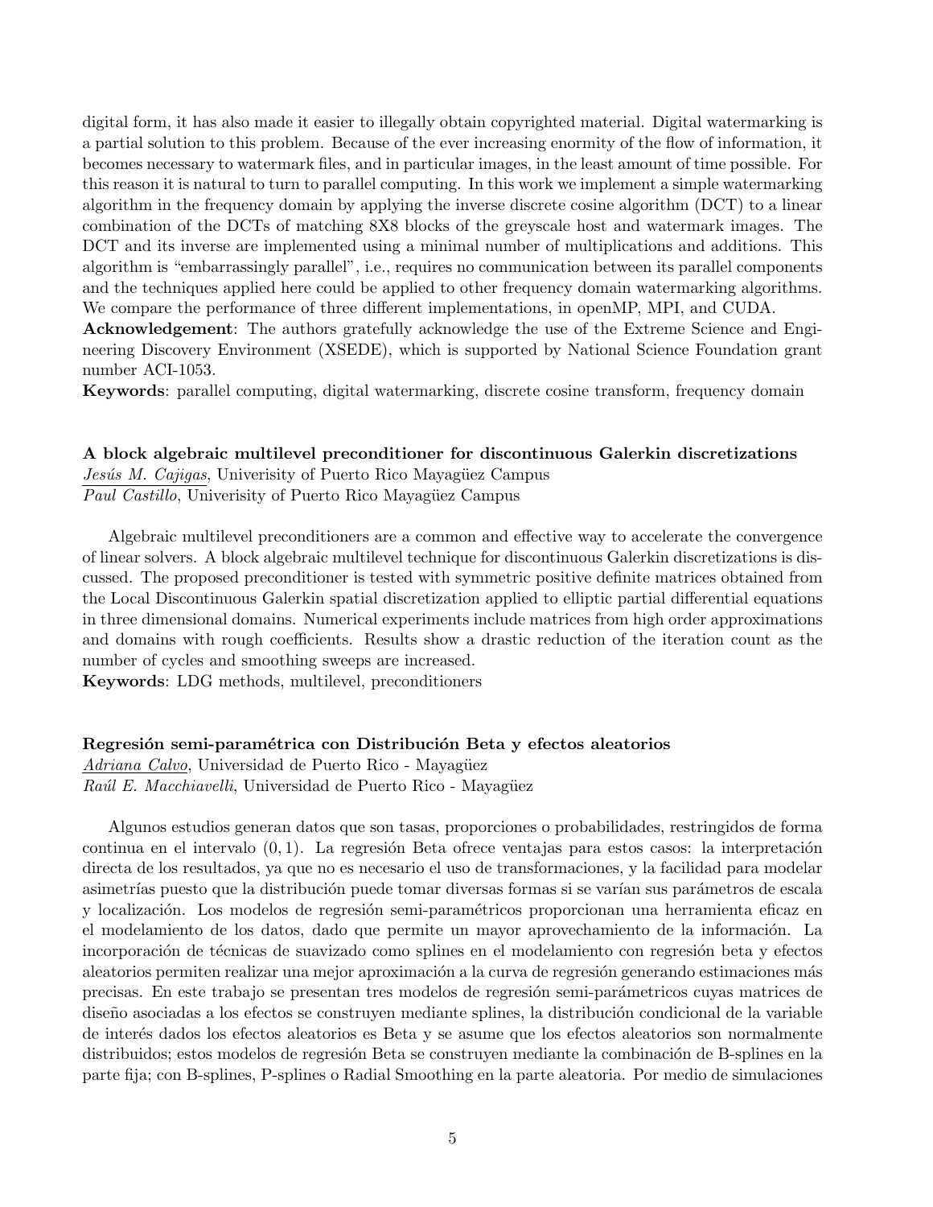digital form, it has also made it easier to illegally obtain copyrighted material. Digital watermarking is a partial solution to this problem. Because of the ever increasing enormity of the flow of information, it becomes necessary to watermark files, and in particular images, in the least amount of time possible. For this reason it is natural to turn to parallel computing. In this work we implement a simple watermarking algorithm in the frequency domain by applying the inverse discrete cosine algorithm (DCT) to a linear combination of the DCTs of matching 8X8 blocks of the greyscale host and watermark images. The DCT and its inverse are implemented using a minimal number of multiplications and additions. This algorithm is "embarrassingly parallel", i.e., requires no communication between its parallel components and the techniques applied here could be applied to other frequency domain watermarking algorithms. We compare the performance of three different implementations, in openMP, MPI, and CUDA.

**Acknowledgement**: The authors gratefully acknowledge the use of the Extreme Science and Engineering Discovery Environment (XSEDE), which is supported by National Science Foundation grant number ACI-1053.

**Keywords**: parallel computing, digital watermarking, discrete cosine transform, frequency domain

**A block algebraic multilevel preconditioner for discontinuous Galerkin discretizations**

*Jesús M. Cajigas*, Univerisity of Puerto Rico Mayagüez Campus

*Paul Castillo*, Univerisity of Puerto Rico Mayagüez Campus

Algebraic multilevel preconditioners are a common and effective way to accelerate the convergence of linear solvers. A block algebraic multilevel technique for discontinuous Galerkin discretizations is discussed. The proposed preconditioner is tested with symmetric positive definite matrices obtained from the Local Discontinuous Galerkin spatial discretization applied to elliptic partial differential equations in three dimensional domains. Numerical experiments include matrices from high order approximations and domains with rough coefficients. Results show a drastic reduction of the iteration count as the number of cycles and smoothing sweeps are increased.

**Keywords**: LDG methods, multilevel, preconditioners

**Regresión semi-paramétrica con Distribución Beta y efectos aleatorios**

*Adriana Calvo*, Universidad de Puerto Rico - Mayagüez

*Raúl E. Macchiavelli*, Universidad de Puerto Rico - Mayagüez

Algunos estudios generan datos que son tasas, proporciones o probabilidades, restringidos de forma continua en el intervalo $(0, 1)$. La regresión Beta ofrece ventajas para estos casos: la interpretación directa de los resultados, ya que no es necesario el uso de transformaciones, y la facilidad para modelar asimetrías puesto que la distribución puede tomar diversas formas si se varían sus parámetros de escala y localización. Los modelos de regresión semi-paramétricos proporcionan una herramienta eficaz en el modelamiento de los datos, dado que permite un mayor aprovechamiento de la información. La incorporación de técnicas de suavizado como splines en el modelamiento con regresión beta y efectos aleatorios permiten realizar una mejor aproximación a la curva de regresión generando estimaciones más precisas. En este trabajo se presentan tres modelos de regresión semi-parámetricos cuyas matrices de diseño asociadas a los efectos se construyen mediante splines, la distribución condicional de la variable de interés dados los efectos aleatorios es Beta y se asume que los efectos aleatorios son normalmente distribuidos; estos modelos de regresión Beta se construyen mediante la combinación de B-splines en la parte fija; con B-splines, P-splines o Radial Smoothing en la parte aleatoria. Por medio de simulaciones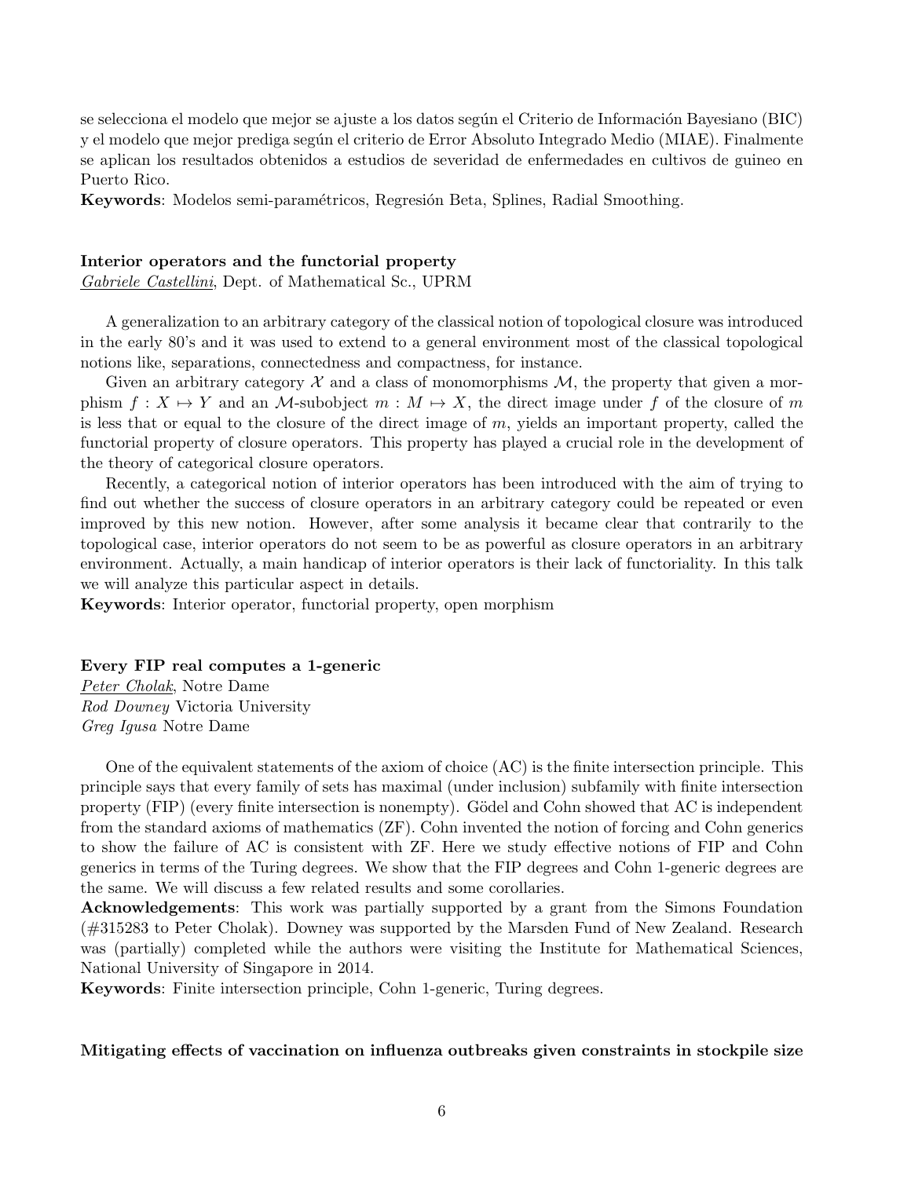se selecciona el modelo que mejor se ajuste a los datos según el Criterio de Información Bayesiano (BIC) y el modelo que mejor prediga según el criterio de Error Absoluto Integrado Medio (MIAE). Finalmente se aplican los resultados obtenidos a estudios de severidad de enfermedades en cultivos de guineo en Puerto Rico.

**Keywords**: Modelos semi-paramétricos, Regresión Beta, Splines, Radial Smoothing.

### Interior operators and the functorial property

*Gabriele Castellini*, Dept. of Mathematical Sc., UPRM

A generalization to an arbitrary category of the classical notion of topological closure was introduced in the early 80's and it was used to extend to a general environment most of the classical topological notions like, separations, connectedness and compactness, for instance.

Given an arbitrary category $\mathcal{X}$ and a class of monomorphisms $\mathcal{M}$, the property that given a morphism $f : X \mapsto Y$ and an $\mathcal{M}$-subobject $m : M \mapsto X$, the direct image under $f$ of the closure of $m$ is less that or equal to the closure of the direct image of $m$, yields an important property, called the functorial property of closure operators. This property has played a crucial role in the development of the theory of categorical closure operators.

Recently, a categorical notion of interior operators has been introduced with the aim of trying to find out whether the success of closure operators in an arbitrary category could be repeated or even improved by this new notion. However, after some analysis it became clear that contrarily to the topological case, interior operators do not seem to be as powerful as closure operators in an arbitrary environment. Actually, a main handicap of interior operators is their lack of functoriality. In this talk we will analyze this particular aspect in details.

**Keywords**: Interior operator, functorial property, open morphism

### Every FIP real computes a 1-generic

*Peter Cholak*, Notre Dame
*Rod Downey* Victoria University
*Greg Igusa* Notre Dame

One of the equivalent statements of the axiom of choice (AC) is the finite intersection principle. This principle says that every family of sets has maximal (under inclusion) subfamily with finite intersection property (FIP) (every finite intersection is nonempty). Gödel and Cohn showed that AC is independent from the standard axioms of mathematics (ZF). Cohn invented the notion of forcing and Cohn generics to show the failure of AC is consistent with ZF. Here we study effective notions of FIP and Cohn generics in terms of the Turing degrees. We show that the FIP degrees and Cohn 1-generic degrees are the same. We will discuss a few related results and some corollaries.

**Acknowledgements**: This work was partially supported by a grant from the Simons Foundation (#315283 to Peter Cholak). Downey was supported by the Marsden Fund of New Zealand. Research was (partially) completed while the authors were visiting the Institute for Mathematical Sciences, National University of Singapore in 2014.

**Keywords**: Finite intersection principle, Cohn 1-generic, Turing degrees.

### Mitigating effects of vaccination on influenza outbreaks given constraints in stockpile size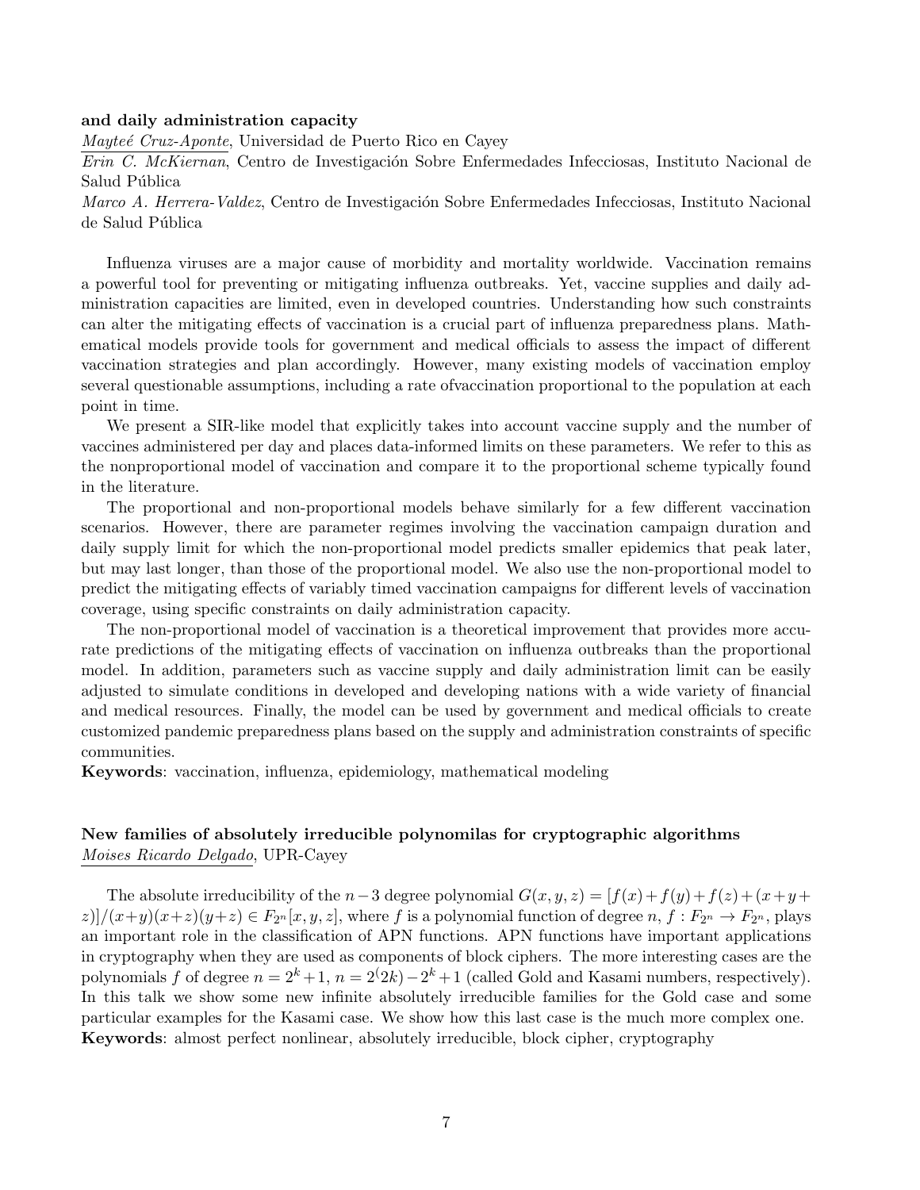**and daily administration capacity**

*Mayteé Cruz-Aponte*, Universidad de Puerto Rico en Cayey

*Erin C. McKiernan*, Centro de Investigación Sobre Enfermedades Infecciosas, Instituto Nacional de Salud Pública

*Marco A. Herrera-Valdez*, Centro de Investigación Sobre Enfermedades Infecciosas, Instituto Nacional de Salud Pública

Influenza viruses are a major cause of morbidity and mortality worldwide. Vaccination remains a powerful tool for preventing or mitigating influenza outbreaks. Yet, vaccine supplies and daily administration capacities are limited, even in developed countries. Understanding how such constraints can alter the mitigating effects of vaccination is a crucial part of influenza preparedness plans. Mathematical models provide tools for government and medical officials to assess the impact of different vaccination strategies and plan accordingly. However, many existing models of vaccination employ several questionable assumptions, including a rate ofvaccination proportional to the population at each point in time.

We present a SIR-like model that explicitly takes into account vaccine supply and the number of vaccines administered per day and places data-informed limits on these parameters. We refer to this as the nonproportional model of vaccination and compare it to the proportional scheme typically found in the literature.

The proportional and non-proportional models behave similarly for a few different vaccination scenarios. However, there are parameter regimes involving the vaccination campaign duration and daily supply limit for which the non-proportional model predicts smaller epidemics that peak later, but may last longer, than those of the proportional model. We also use the non-proportional model to predict the mitigating effects of variably timed vaccination campaigns for different levels of vaccination coverage, using specific constraints on daily administration capacity.

The non-proportional model of vaccination is a theoretical improvement that provides more accurate predictions of the mitigating effects of vaccination on influenza outbreaks than the proportional model. In addition, parameters such as vaccine supply and daily administration limit can be easily adjusted to simulate conditions in developed and developing nations with a wide variety of financial and medical resources. Finally, the model can be used by government and medical officials to create customized pandemic preparedness plans based on the supply and administration constraints of specific communities.

**Keywords**: vaccination, influenza, epidemiology, mathematical modeling

**New families of absolutely irreducible polynomilas for cryptographic algorithms**

*Moises Ricardo Delgado*, UPR-Cayey

The absolute irreducibility of the $n-3$ degree polynomial $G(x, y, z) = [f(x)+f(y)+f(z)+(x+y+z)]/(x+y)(x+z)(y+z) \in F_{2^n}[x, y, z]$, where $f$ is a polynomial function of degree $n$, $f : F_{2^n} \to F_{2^n}$, plays an important role in the classification of APN functions. APN functions have important applications in cryptography when they are used as components of block ciphers. The more interesting cases are the polynomials $f$ of degree $n = 2^k+1$, $n = 2^(2k)-2^k+1$ (called Gold and Kasami numbers, respectively). In this talk we show some new infinite absolutely irreducible families for the Gold case and some particular examples for the Kasami case. We show how this last case is the much more complex one.

**Keywords**: almost perfect nonlinear, absolutely irreducible, block cipher, cryptography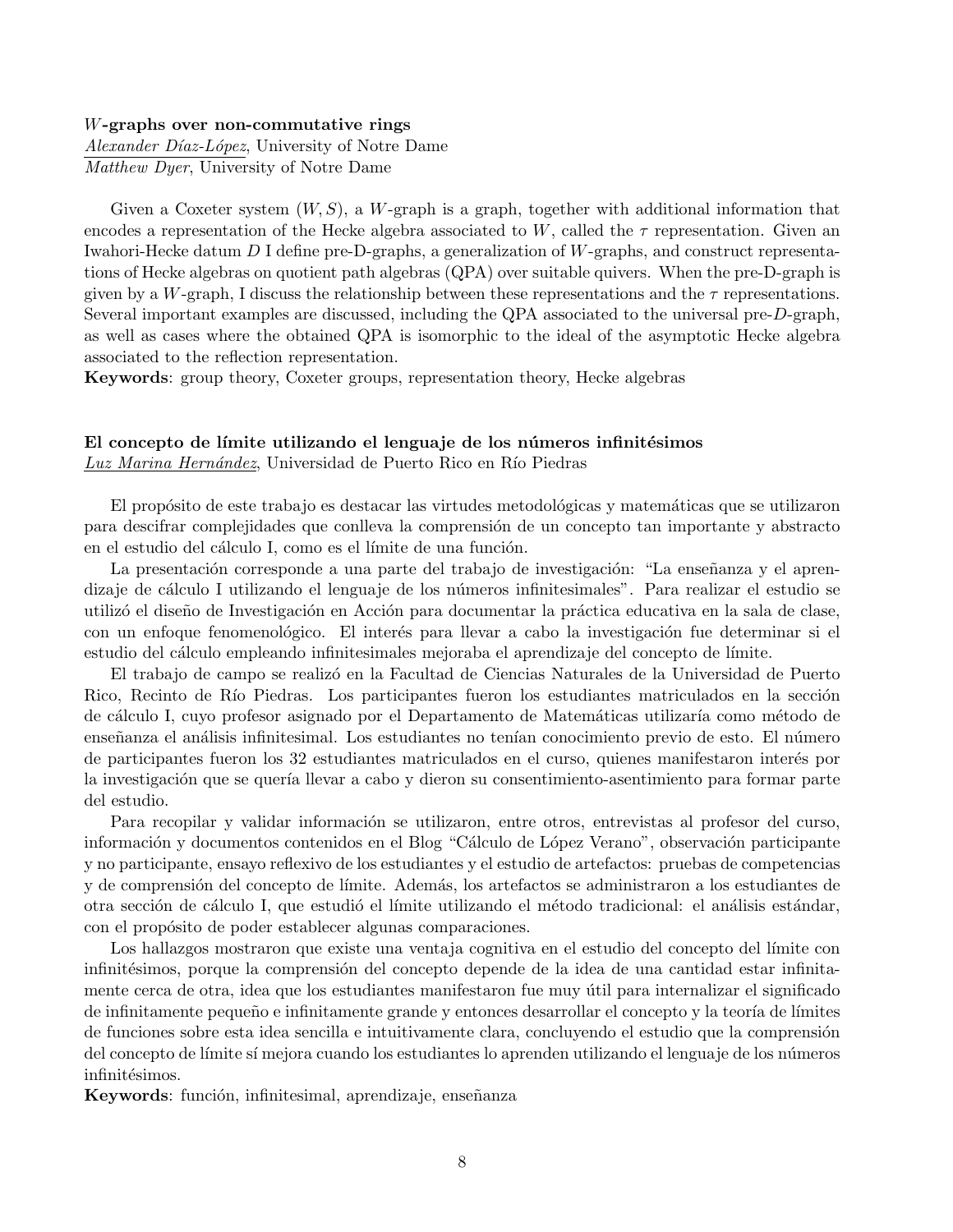**$W$-graphs over non-commutative rings**
*Alexander Díaz-López*, University of Notre Dame
*Matthew Dyer*, University of Notre Dame

Given a Coxeter system $(W, S)$, a $W$-graph is a graph, together with additional information that encodes a representation of the Hecke algebra associated to $W$, called the $\tau$ representation. Given an Iwahori-Hecke datum $D$ I define pre-D-graphs, a generalization of $W$-graphs, and construct representations of Hecke algebras on quotient path algebras (QPA) over suitable quivers. When the pre-D-graph is given by a $W$-graph, I discuss the relationship between these representations and the $\tau$ representations. Several important examples are discussed, including the QPA associated to the universal pre-$D$-graph, as well as cases where the obtained QPA is isomorphic to the ideal of the asymptotic Hecke algebra associated to the reflection representation.
**Keywords**: group theory, Coxeter groups, representation theory, Hecke algebras

**El concepto de límite utilizando el lenguaje de los números infinitésimos**
*Luz Marina Hernández*, Universidad de Puerto Rico en Río Piedras

El propósito de este trabajo es destacar las virtudes metodológicas y matemáticas que se utilizaron para descifrar complejidades que conlleva la comprensión de un concepto tan importante y abstracto en el estudio del cálculo I, como es el límite de una función.

La presentación corresponde a una parte del trabajo de investigación: "La enseñanza y el aprendizaje de cálculo I utilizando el lenguaje de los números infinitesimales". Para realizar el estudio se utilizó el diseño de Investigación en Acción para documentar la práctica educativa en la sala de clase, con un enfoque fenomenológico. El interés para llevar a cabo la investigación fue determinar si el estudio del cálculo empleando infinitesimales mejoraba el aprendizaje del concepto de límite.

El trabajo de campo se realizó en la Facultad de Ciencias Naturales de la Universidad de Puerto Rico, Recinto de Río Piedras. Los participantes fueron los estudiantes matriculados en la sección de cálculo I, cuyo profesor asignado por el Departamento de Matemáticas utilizaría como método de enseñanza el análisis infinitesimal. Los estudiantes no tenían conocimiento previo de esto. El número de participantes fueron los 32 estudiantes matriculados en el curso, quienes manifestaron interés por la investigación que se quería llevar a cabo y dieron su consentimiento-asentimiento para formar parte del estudio.

Para recopilar y validar información se utilizaron, entre otros, entrevistas al profesor del curso, información y documentos contenidos en el Blog "Cálculo de López Verano", observación participante y no participante, ensayo reflexivo de los estudiantes y el estudio de artefactos: pruebas de competencias y de comprensión del concepto de límite. Además, los artefactos se administraron a los estudiantes de otra sección de cálculo I, que estudió el límite utilizando el método tradicional: el análisis estándar, con el propósito de poder establecer algunas comparaciones.

Los hallazgos mostraron que existe una ventaja cognitiva en el estudio del concepto del límite con infinitésimos, porque la comprensión del concepto depende de la idea de una cantidad estar infinitamente cerca de otra, idea que los estudiantes manifestaron fue muy útil para internalizar el significado de infinitamente pequeño e infinitamente grande y entonces desarrollar el concepto y la teoría de límites de funciones sobre esta idea sencilla e intuitivamente clara, concluyendo el estudio que la comprensión del concepto de límite sí mejora cuando los estudiantes lo aprenden utilizando el lenguaje de los números infinitésimos.
**Keywords**: función, infinitesimal, aprendizaje, enseñanza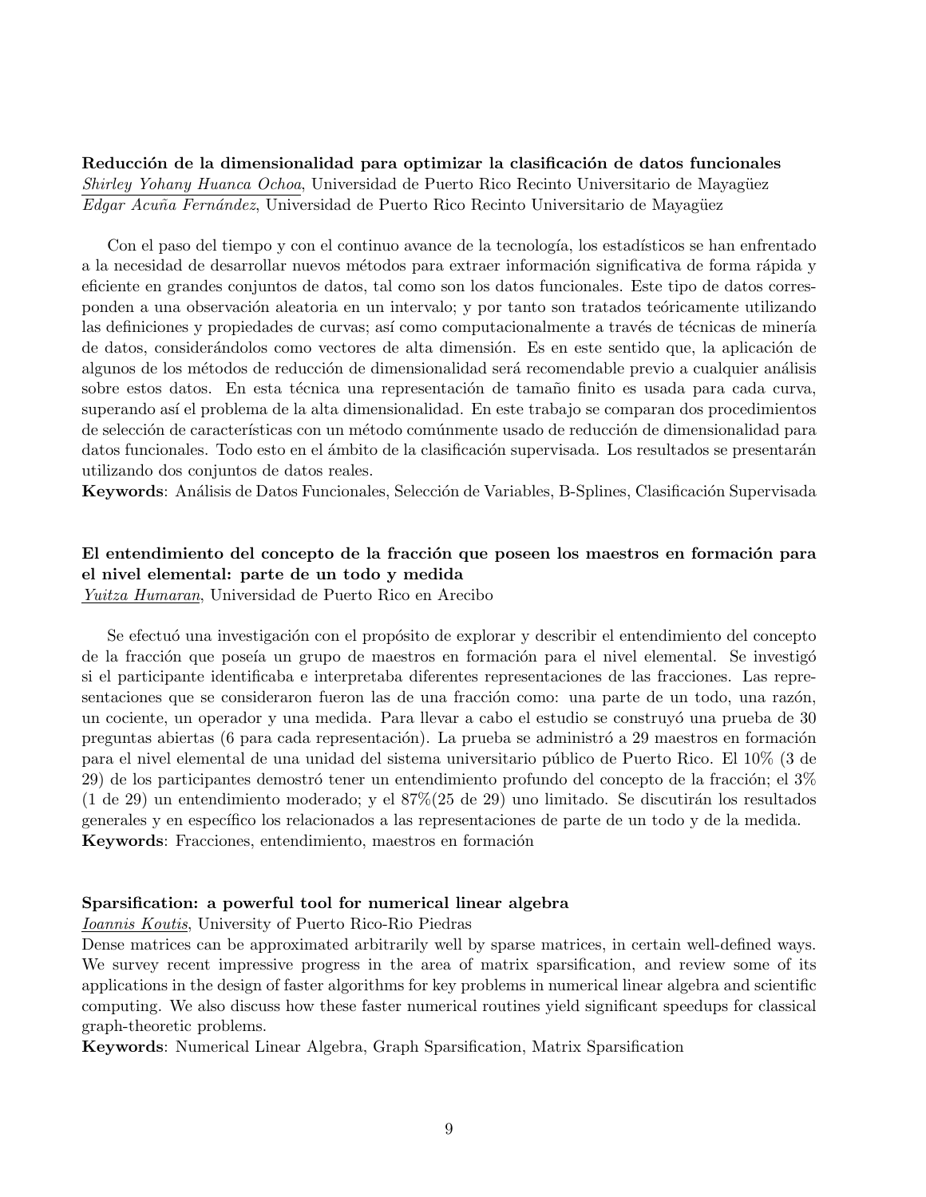**Reducción de la dimensionalidad para optimizar la clasificación de datos funcionales**
*Shirley Yohany Huanca Ochoa*, Universidad de Puerto Rico Recinto Universitario de Mayagüez
*Edgar Acuña Fernández*, Universidad de Puerto Rico Recinto Universitario de Mayagüez

Con el paso del tiempo y con el continuo avance de la tecnología, los estadísticos se han enfrentado a la necesidad de desarrollar nuevos métodos para extraer información significativa de forma rápida y eficiente en grandes conjuntos de datos, tal como son los datos funcionales. Este tipo de datos corresponden a una observación aleatoria en un intervalo; y por tanto son tratados teóricamente utilizando las definiciones y propiedades de curvas; así como computacionalmente a través de técnicas de minería de datos, considerándolos como vectores de alta dimensión. Es en este sentido que, la aplicación de algunos de los métodos de reducción de dimensionalidad será recomendable previo a cualquier análisis sobre estos datos. En esta técnica una representación de tamaño finito es usada para cada curva, superando así el problema de la alta dimensionalidad. En este trabajo se comparan dos procedimientos de selección de características con un método comúnmente usado de reducción de dimensionalidad para datos funcionales. Todo esto en el ámbito de la clasificación supervisada. Los resultados se presentarán utilizando dos conjuntos de datos reales.
**Keywords**: Análisis de Datos Funcionales, Selección de Variables, B-Splines, Clasificación Supervisada

**El entendimiento del concepto de la fracción que poseen los maestros en formación para el nivel elemental: parte de un todo y medida**
*Yuitza Humaran*, Universidad de Puerto Rico en Arecibo

Se efectuó una investigación con el propósito de explorar y describir el entendimiento del concepto de la fracción que poseía un grupo de maestros en formación para el nivel elemental. Se investigó si el participante identificaba e interpretaba diferentes representaciones de las fracciones. Las representaciones que se consideraron fueron las de una fracción como: una parte de un todo, una razón, un cociente, un operador y una medida. Para llevar a cabo el estudio se construyó una prueba de 30 preguntas abiertas (6 para cada representación). La prueba se administró a 29 maestros en formación para el nivel elemental de una unidad del sistema universitario público de Puerto Rico. El 10% (3 de 29) de los participantes demostró tener un entendimiento profundo del concepto de la fracción; el 3% (1 de 29) un entendimiento moderado; y el 87%(25 de 29) uno limitado. Se discutirán los resultados generales y en específico los relacionados a las representaciones de parte de un todo y de la medida.
**Keywords**: Fracciones, entendimiento, maestros en formación

**Sparsification: a powerful tool for numerical linear algebra**
*Ioannis Koutis*, University of Puerto Rico-Rio Piedras
Dense matrices can be approximated arbitrarily well by sparse matrices, in certain well-defined ways. We survey recent impressive progress in the area of matrix sparsification, and review some of its applications in the design of faster algorithms for key problems in numerical linear algebra and scientific computing. We also discuss how these faster numerical routines yield significant speedups for classical graph-theoretic problems.
**Keywords**: Numerical Linear Algebra, Graph Sparsification, Matrix Sparsification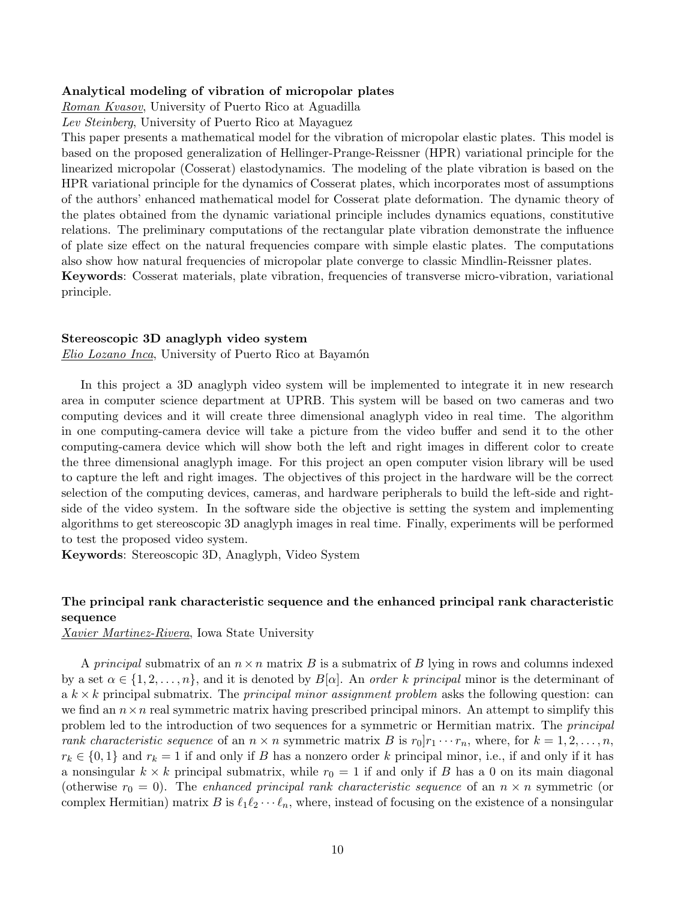### Analytical modeling of vibration of micropolar plates

*Roman Kvasov*, University of Puerto Rico at Aguadilla
*Lev Steinberg*, University of Puerto Rico at Mayaguez

This paper presents a mathematical model for the vibration of micropolar elastic plates. This model is based on the proposed generalization of Hellinger-Prange-Reissner (HPR) variational principle for the linearized micropolar (Cosserat) elastodynamics. The modeling of the plate vibration is based on the HPR variational principle for the dynamics of Cosserat plates, which incorporates most of assumptions of the authors' enhanced mathematical model for Cosserat plate deformation. The dynamic theory of the plates obtained from the dynamic variational principle includes dynamics equations, constitutive relations. The preliminary computations of the rectangular plate vibration demonstrate the influence of plate size effect on the natural frequencies compare with simple elastic plates. The computations also show how natural frequencies of micropolar plate converge to classic Mindlin-Reissner plates.

**Keywords**: Cosserat materials, plate vibration, frequencies of transverse micro-vibration, variational principle.

### Stereoscopic 3D anaglyph video system

*Elio Lozano Inca*, University of Puerto Rico at Bayamón

In this project a 3D anaglyph video system will be implemented to integrate it in new research area in computer science department at UPRB. This system will be based on two cameras and two computing devices and it will create three dimensional anaglyph video in real time. The algorithm in one computing-camera device will take a picture from the video buffer and send it to the other computing-camera device which will show both the left and right images in different color to create the three dimensional anaglyph image. For this project an open computer vision library will be used to capture the left and right images. The objectives of this project in the hardware will be the correct selection of the computing devices, cameras, and hardware peripherals to build the left-side and right-side of the video system. In the software side the objective is setting the system and implementing algorithms to get stereoscopic 3D anaglyph images in real time. Finally, experiments will be performed to test the proposed video system.

**Keywords**: Stereoscopic 3D, Anaglyph, Video System

### The principal rank characteristic sequence and the enhanced principal rank characteristic sequence

*Xavier Martinez-Rivera*, Iowa State University

A *principal* submatrix of an $n \times n$ matrix $B$ is a submatrix of $B$ lying in rows and columns indexed by a set $\alpha \in \{1, 2, \ldots, n\}$, and it is denoted by $B[\alpha]$. An *order k principal* minor is the determinant of a $k \times k$ principal submatrix. The *principal minor assignment problem* asks the following question: can we find an $n \times n$ real symmetric matrix having prescribed principal minors. An attempt to simplify this problem led to the introduction of two sequences for a symmetric or Hermitian matrix. The *principal rank characteristic sequence* of an $n \times n$ symmetric matrix $B$ is $r_0]r_1 \cdots r_n$, where, for $k = 1, 2, \ldots, n$, $r_k \in \{0, 1\}$ and $r_k = 1$ if and only if $B$ has a nonzero order $k$ principal minor, i.e., if and only if it has a nonsingular $k \times k$ principal submatrix, while $r_0 = 1$ if and only if $B$ has a 0 on its main diagonal (otherwise $r_0 = 0$). The *enhanced principal rank characteristic sequence* of an $n \times n$ symmetric (or complex Hermitian) matrix $B$ is $\ell_1 \ell_2 \cdots \ell_n$, where, instead of focusing on the existence of a nonsingular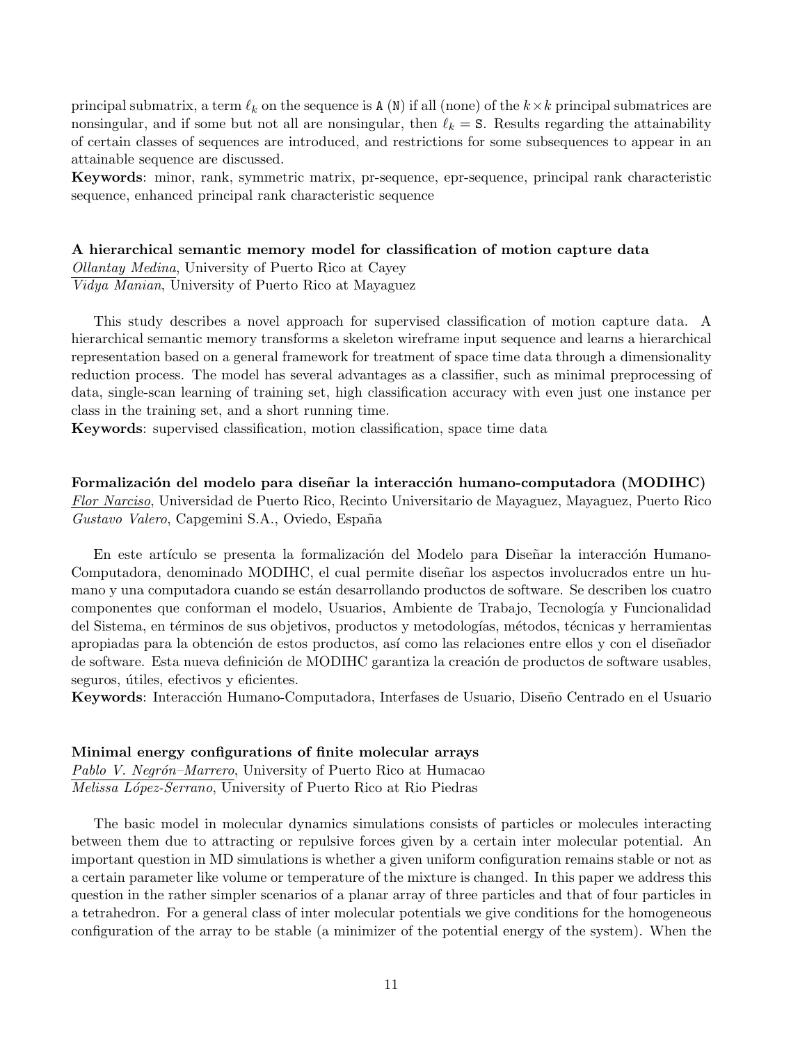principal submatrix, a term $\ell_k$ on the sequence is A (N) if all (none) of the $k \times k$ principal submatrices are nonsingular, and if some but not all are nonsingular, then $\ell_k = \mathtt{S}$. Results regarding the attainability of certain classes of sequences are introduced, and restrictions for some subsequences to appear in an attainable sequence are discussed.
**Keywords**: minor, rank, symmetric matrix, pr-sequence, epr-sequence, principal rank characteristic sequence, enhanced principal rank characteristic sequence

**A hierarchical semantic memory model for classification of motion capture data**
*Ollantay Medina*, University of Puerto Rico at Cayey
*Vidya Manian*, University of Puerto Rico at Mayaguez

This study describes a novel approach for supervised classification of motion capture data. A hierarchical semantic memory transforms a skeleton wireframe input sequence and learns a hierarchical representation based on a general framework for treatment of space time data through a dimensionality reduction process. The model has several advantages as a classifier, such as minimal preprocessing of data, single-scan learning of training set, high classification accuracy with even just one instance per class in the training set, and a short running time.
**Keywords**: supervised classification, motion classification, space time data

**Formalización del modelo para diseñar la interacción humano-computadora (MODIHC)**
*Flor Narciso*, Universidad de Puerto Rico, Recinto Universitario de Mayaguez, Mayaguez, Puerto Rico
*Gustavo Valero*, Capgemini S.A., Oviedo, España

En este artículo se presenta la formalización del Modelo para Diseñar la interacción Humano-Computadora, denominado MODIHC, el cual permite diseñar los aspectos involucrados entre un humano y una computadora cuando se están desarrollando productos de software. Se describen los cuatro componentes que conforman el modelo, Usuarios, Ambiente de Trabajo, Tecnología y Funcionalidad del Sistema, en términos de sus objetivos, productos y metodologías, métodos, técnicas y herramientas apropiadas para la obtención de estos productos, así como las relaciones entre ellos y con el diseñador de software. Esta nueva definición de MODIHC garantiza la creación de productos de software usables, seguros, útiles, efectivos y eficientes.
**Keywords**: Interacción Humano-Computadora, Interfases de Usuario, Diseño Centrado en el Usuario

**Minimal energy configurations of finite molecular arrays**
*Pablo V. Negrón–Marrero*, University of Puerto Rico at Humacao
*Melissa López-Serrano*, University of Puerto Rico at Rio Piedras

The basic model in molecular dynamics simulations consists of particles or molecules interacting between them due to attracting or repulsive forces given by a certain inter molecular potential. An important question in MD simulations is whether a given uniform configuration remains stable or not as a certain parameter like volume or temperature of the mixture is changed. In this paper we address this question in the rather simpler scenarios of a planar array of three particles and that of four particles in a tetrahedron. For a general class of inter molecular potentials we give conditions for the homogeneous configuration of the array to be stable (a minimizer of the potential energy of the system). When the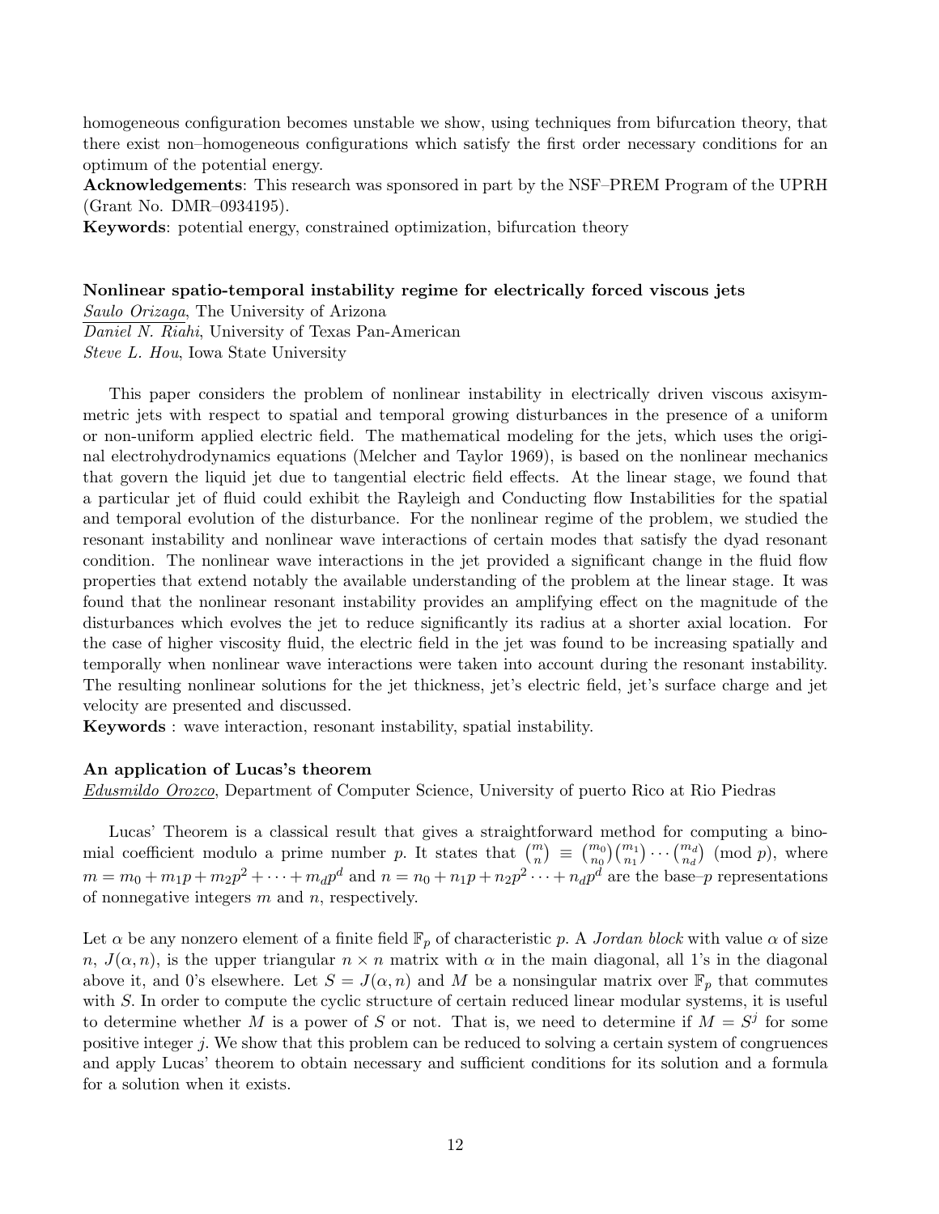homogeneous configuration becomes unstable we show, using techniques from bifurcation theory, that there exist non–homogeneous configurations which satisfy the first order necessary conditions for an optimum of the potential energy.

**Acknowledgements**: This research was sponsored in part by the NSF–PREM Program of the UPRH (Grant No. DMR–0934195).

**Keywords**: potential energy, constrained optimization, bifurcation theory

**Nonlinear spatio-temporal instability regime for electrically forced viscous jets**

*Saulo Orizaga*, The University of Arizona

*Daniel N. Riahi*, University of Texas Pan-American

*Steve L. Hou*, Iowa State University

This paper considers the problem of nonlinear instability in electrically driven viscous axisymmetric jets with respect to spatial and temporal growing disturbances in the presence of a uniform or non-uniform applied electric field. The mathematical modeling for the jets, which uses the original electrohydrodynamics equations (Melcher and Taylor 1969), is based on the nonlinear mechanics that govern the liquid jet due to tangential electric field effects. At the linear stage, we found that a particular jet of fluid could exhibit the Rayleigh and Conducting flow Instabilities for the spatial and temporal evolution of the disturbance. For the nonlinear regime of the problem, we studied the resonant instability and nonlinear wave interactions of certain modes that satisfy the dyad resonant condition. The nonlinear wave interactions in the jet provided a significant change in the fluid flow properties that extend notably the available understanding of the problem at the linear stage. It was found that the nonlinear resonant instability provides an amplifying effect on the magnitude of the disturbances which evolves the jet to reduce significantly its radius at a shorter axial location. For the case of higher viscosity fluid, the electric field in the jet was found to be increasing spatially and temporally when nonlinear wave interactions were taken into account during the resonant instability. The resulting nonlinear solutions for the jet thickness, jet's electric field, jet's surface charge and jet velocity are presented and discussed.

**Keywords** : wave interaction, resonant instability, spatial instability.

**An application of Lucas's theorem**

*Edusmildo Orozco*, Department of Computer Science, University of puerto Rico at Rio Piedras

Lucas' Theorem is a classical result that gives a straightforward method for computing a binomial coefficient modulo a prime number $p$. It states that $\binom{m}{n} \equiv \binom{m_0}{n_0}\binom{m_1}{n_1}\cdots\binom{m_d}{n_d} \pmod{p}$, where $m = m_0 + m_1p + m_2p^2 + \cdots + m_dp^d$ and $n = n_0 + n_1p + n_2p^2 \cdots + n_dp^d$ are the base–$p$ representations of nonnegative integers $m$ and $n$, respectively.

Let $\alpha$ be any nonzero element of a finite field $\mathbb{F}_p$ of characteristic $p$. A *Jordan block* with value $\alpha$ of size $n$, $J(\alpha, n)$, is the upper triangular $n \times n$ matrix with $\alpha$ in the main diagonal, all 1's in the diagonal above it, and 0's elsewhere. Let $S = J(\alpha, n)$ and $M$ be a nonsingular matrix over $\mathbb{F}_p$ that commutes with $S$. In order to compute the cyclic structure of certain reduced linear modular systems, it is useful to determine whether $M$ is a power of $S$ or not. That is, we need to determine if $M = S^j$ for some positive integer $j$. We show that this problem can be reduced to solving a certain system of congruences and apply Lucas' theorem to obtain necessary and sufficient conditions for its solution and a formula for a solution when it exists.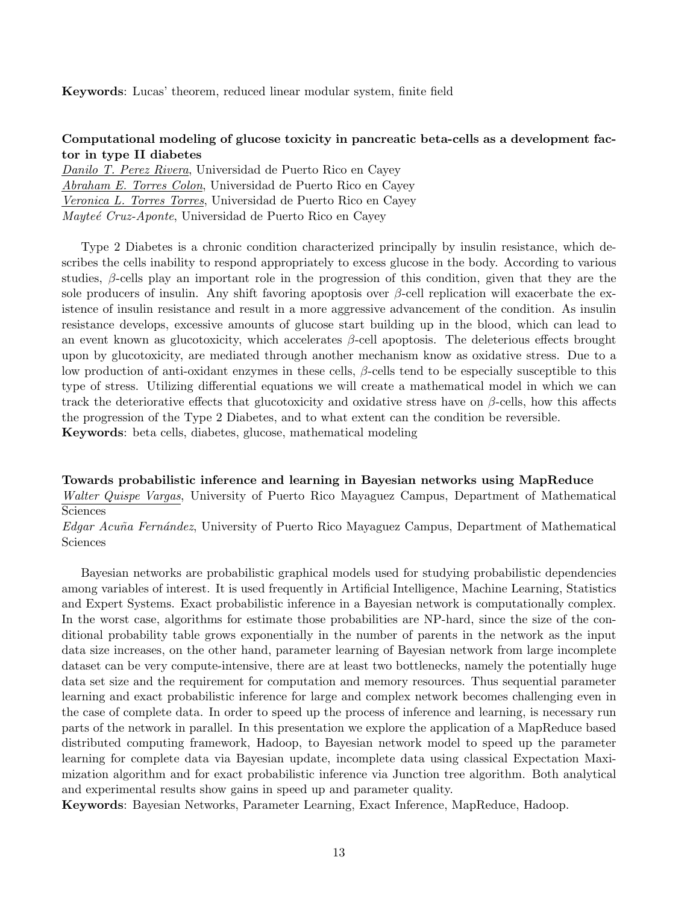**Keywords**: Lucas' theorem, reduced linear modular system, finite field

### Computational modeling of glucose toxicity in pancreatic beta-cells as a development factor in type II diabetes

*Danilo T. Perez Rivera*, Universidad de Puerto Rico en Cayey
*Abraham E. Torres Colon*, Universidad de Puerto Rico en Cayey
*Veronica L. Torres Torres*, Universidad de Puerto Rico en Cayey
*Mayteé Cruz-Aponte*, Universidad de Puerto Rico en Cayey

Type 2 Diabetes is a chronic condition characterized principally by insulin resistance, which describes the cells inability to respond appropriately to excess glucose in the body. According to various studies, $\beta$-cells play an important role in the progression of this condition, given that they are the sole producers of insulin. Any shift favoring apoptosis over $\beta$-cell replication will exacerbate the existence of insulin resistance and result in a more aggressive advancement of the condition. As insulin resistance develops, excessive amounts of glucose start building up in the blood, which can lead to an event known as glucotoxicity, which accelerates $\beta$-cell apoptosis. The deleterious effects brought upon by glucotoxicity, are mediated through another mechanism know as oxidative stress. Due to a low production of anti-oxidant enzymes in these cells, $\beta$-cells tend to be especially susceptible to this type of stress. Utilizing differential equations we will create a mathematical model in which we can track the deteriorative effects that glucotoxicity and oxidative stress have on $\beta$-cells, how this affects the progression of the Type 2 Diabetes, and to what extent can the condition be reversible.
**Keywords**: beta cells, diabetes, glucose, mathematical modeling

### Towards probabilistic inference and learning in Bayesian networks using MapReduce

*Walter Quispe Vargas*, University of Puerto Rico Mayaguez Campus, Department of Mathematical Sciences
*Edgar Acuña Fernández*, University of Puerto Rico Mayaguez Campus, Department of Mathematical Sciences

Bayesian networks are probabilistic graphical models used for studying probabilistic dependencies among variables of interest. It is used frequently in Artificial Intelligence, Machine Learning, Statistics and Expert Systems. Exact probabilistic inference in a Bayesian network is computationally complex. In the worst case, algorithms for estimate those probabilities are NP-hard, since the size of the conditional probability table grows exponentially in the number of parents in the network as the input data size increases, on the other hand, parameter learning of Bayesian network from large incomplete dataset can be very compute-intensive, there are at least two bottlenecks, namely the potentially huge data set size and the requirement for computation and memory resources. Thus sequential parameter learning and exact probabilistic inference for large and complex network becomes challenging even in the case of complete data. In order to speed up the process of inference and learning, is necessary run parts of the network in parallel. In this presentation we explore the application of a MapReduce based distributed computing framework, Hadoop, to Bayesian network model to speed up the parameter learning for complete data via Bayesian update, incomplete data using classical Expectation Maximization algorithm and for exact probabilistic inference via Junction tree algorithm. Both analytical and experimental results show gains in speed up and parameter quality.
**Keywords**: Bayesian Networks, Parameter Learning, Exact Inference, MapReduce, Hadoop.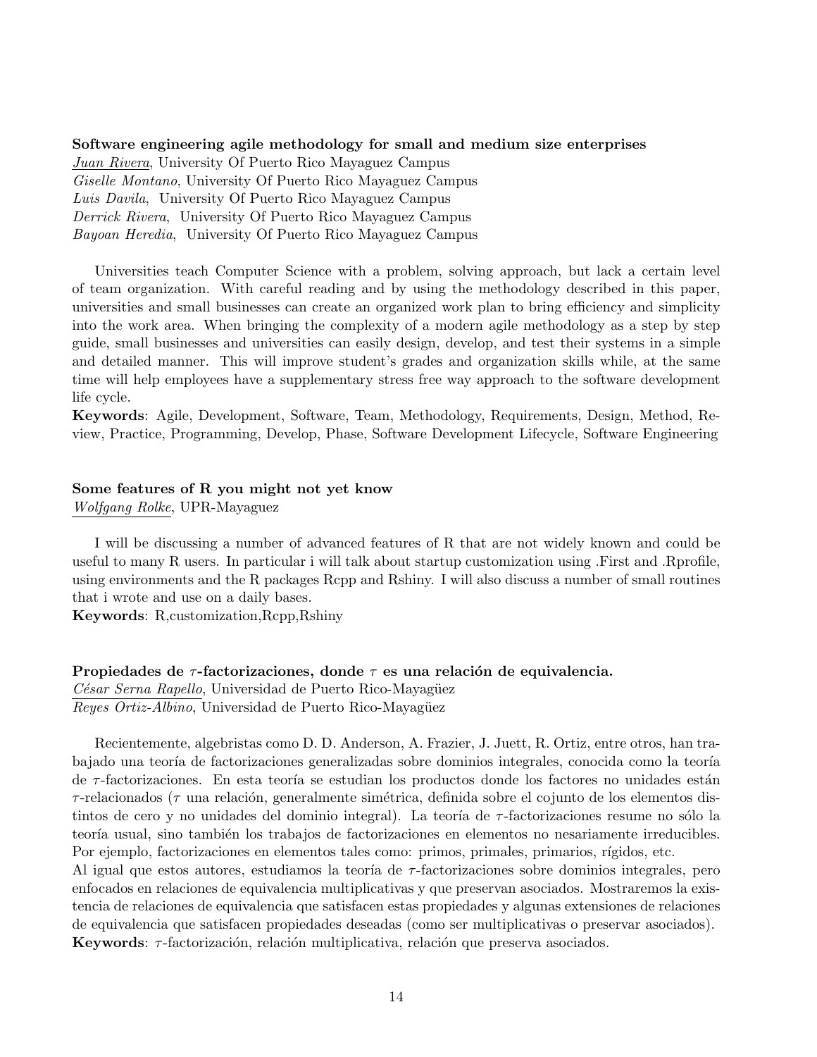**Software engineering agile methodology for small and medium size enterprises**

Juan Rivera, University Of Puerto Rico Mayaguez Campus
*Giselle Montano*, University Of Puerto Rico Mayaguez Campus
*Luis Davila*, University Of Puerto Rico Mayaguez Campus
*Derrick Rivera*, University Of Puerto Rico Mayaguez Campus
*Bayoan Heredia*, University Of Puerto Rico Mayaguez Campus

Universities teach Computer Science with a problem, solving approach, but lack a certain level of team organization. With careful reading and by using the methodology described in this paper, universities and small businesses can create an organized work plan to bring efficiency and simplicity into the work area. When bringing the complexity of a modern agile methodology as a step by step guide, small businesses and universities can easily design, develop, and test their systems in a simple and detailed manner. This will improve student's grades and organization skills while, at the same time will help employees have a supplementary stress free way approach to the software development life cycle.

**Keywords**: Agile, Development, Software, Team, Methodology, Requirements, Design, Method, Review, Practice, Programming, Develop, Phase, Software Development Lifecycle, Software Engineering

**Some features of R you might not yet know**

Wolfgang Rolke, UPR-Mayaguez

I will be discussing a number of advanced features of R that are not widely known and could be useful to many R users. In particular i will talk about startup customization using .First and .Rprofile, using environments and the R packages Rcpp and Rshiny. I will also discuss a number of small routines that i wrote and use on a daily bases.

**Keywords**: R,customization,Rcpp,Rshiny

**Propiedades de $\tau$-factorizaciones, donde $\tau$ es una relación de equivalencia.**

César Serna Rapello, Universidad de Puerto Rico-Mayagüez
*Reyes Ortiz-Albino*, Universidad de Puerto Rico-Mayagüez

Recientemente, algebristas como D. D. Anderson, A. Frazier, J. Juett, R. Ortiz, entre otros, han trabajado una teoría de factorizaciones generalizadas sobre dominios integrales, conocida como la teoría de $\tau$-factorizaciones. En esta teoría se estudian los productos donde los factores no unidades están $\tau$-relacionados ($\tau$ una relación, generalmente simétrica, definida sobre el cojunto de los elementos distintos de cero y no unidades del dominio integral). La teoría de $\tau$-factorizaciones resume no sólo la teoría usual, sino también los trabajos de factorizaciones en elementos no nesariamente irreducibles. Por ejemplo, factorizaciones en elementos tales como: primos, primales, primarios, rígidos, etc.
Al igual que estos autores, estudiamos la teoría de $\tau$-factorizaciones sobre dominios integrales, pero enfocados en relaciones de equivalencia multiplicativas y que preservan asociados. Mostraremos la existencia de relaciones de equivalencia que satisfacen estas propiedades y algunas extensiones de relaciones de equivalencia que satisfacen propiedades deseadas (como ser multiplicativas o preservar asociados).

**Keywords**: $\tau$-factorización, relación multiplicativa, relación que preserva asociados.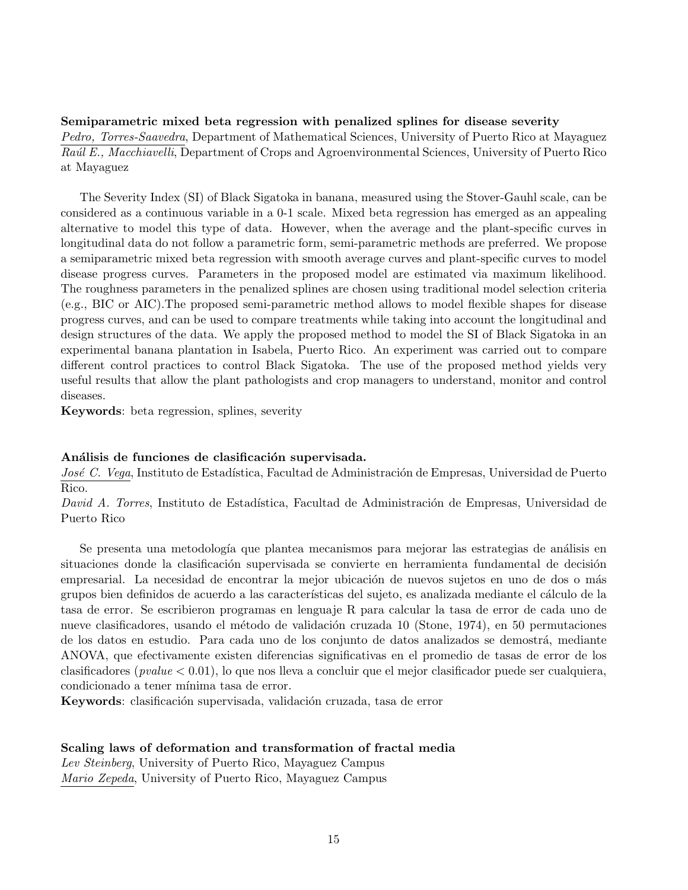**Semiparametric mixed beta regression with penalized splines for disease severity**

*Pedro, Torres-Saavedra*, Department of Mathematical Sciences, University of Puerto Rico at Mayaguez
*Raúl E., Macchiavelli*, Department of Crops and Agroenvironmental Sciences, University of Puerto Rico at Mayaguez

The Severity Index (SI) of Black Sigatoka in banana, measured using the Stover-Gauhl scale, can be considered as a continuous variable in a 0-1 scale. Mixed beta regression has emerged as an appealing alternative to model this type of data. However, when the average and the plant-specific curves in longitudinal data do not follow a parametric form, semi-parametric methods are preferred. We propose a semiparametric mixed beta regression with smooth average curves and plant-specific curves to model disease progress curves. Parameters in the proposed model are estimated via maximum likelihood. The roughness parameters in the penalized splines are chosen using traditional model selection criteria (e.g., BIC or AIC).The proposed semi-parametric method allows to model flexible shapes for disease progress curves, and can be used to compare treatments while taking into account the longitudinal and design structures of the data. We apply the proposed method to model the SI of Black Sigatoka in an experimental banana plantation in Isabela, Puerto Rico. An experiment was carried out to compare different control practices to control Black Sigatoka. The use of the proposed method yields very useful results that allow the plant pathologists and crop managers to understand, monitor and control diseases.

**Keywords**: beta regression, splines, severity

**Análisis de funciones de clasificación supervisada.**

*José C. Vega*, Instituto de Estadística, Facultad de Administración de Empresas, Universidad de Puerto Rico.
*David A. Torres*, Instituto de Estadística, Facultad de Administración de Empresas, Universidad de Puerto Rico

Se presenta una metodología que plantea mecanismos para mejorar las estrategias de análisis en situaciones donde la clasificación supervisada se convierte en herramienta fundamental de decisión empresarial. La necesidad de encontrar la mejor ubicación de nuevos sujetos en uno de dos o más grupos bien definidos de acuerdo a las características del sujeto, es analizada mediante el cálculo de la tasa de error. Se escribieron programas en lenguaje R para calcular la tasa de error de cada uno de nueve clasificadores, usando el método de validación cruzada 10 (Stone, 1974), en 50 permutaciones de los datos en estudio. Para cada uno de los conjunto de datos analizados se demostrá, mediante ANOVA, que efectivamente existen diferencias significativas en el promedio de tasas de error de los clasificadores ($pvalue < 0.01$), lo que nos lleva a concluir que el mejor clasificador puede ser cualquiera, condicionado a tener mínima tasa de error.

**Keywords**: clasificación supervisada, validación cruzada, tasa de error

**Scaling laws of deformation and transformation of fractal media**

*Lev Steinberg*, University of Puerto Rico, Mayaguez Campus
*Mario Zepeda*, University of Puerto Rico, Mayaguez Campus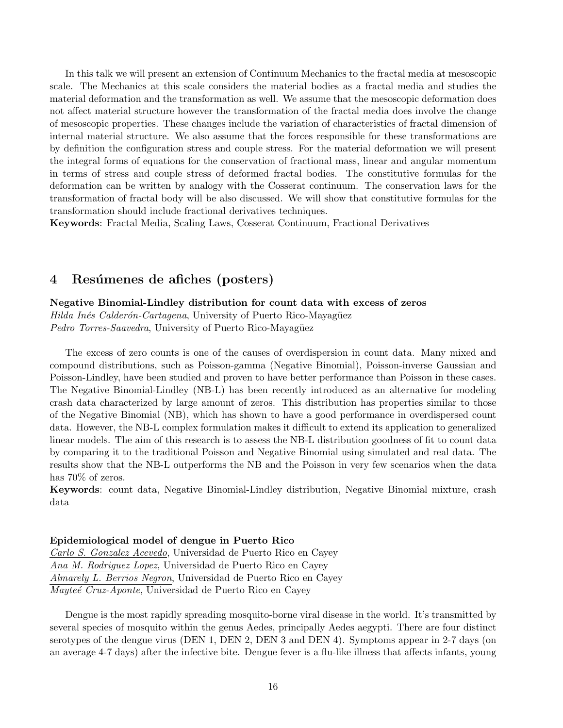In this talk we will present an extension of Continuum Mechanics to the fractal media at mesoscopic scale. The Mechanics at this scale considers the material bodies as a fractal media and studies the material deformation and the transformation as well. We assume that the mesoscopic deformation does not affect material structure however the transformation of the fractal media does involve the change of mesoscopic properties. These changes include the variation of characteristics of fractal dimension of internal material structure. We also assume that the forces responsible for these transformations are by definition the configuration stress and couple stress. For the material deformation we will present the integral forms of equations for the conservation of fractional mass, linear and angular momentum in terms of stress and couple stress of deformed fractal bodies. The constitutive formulas for the deformation can be written by analogy with the Cosserat continuum. The conservation laws for the transformation of fractal body will be also discussed. We will show that constitutive formulas for the transformation should include fractional derivatives techniques.

**Keywords**: Fractal Media, Scaling Laws, Cosserat Continuum, Fractional Derivatives

## 4 Resúmenes de afiches (posters)

**Negative Binomial-Lindley distribution for count data with excess of zeros**

*Hilda Inés Calderón-Cartagena*, University of Puerto Rico-Mayagüez

*Pedro Torres-Saavedra*, University of Puerto Rico-Mayagüez

The excess of zero counts is one of the causes of overdispersion in count data. Many mixed and compound distributions, such as Poisson-gamma (Negative Binomial), Poisson-inverse Gaussian and Poisson-Lindley, have been studied and proven to have better performance than Poisson in these cases. The Negative Binomial-Lindley (NB-L) has been recently introduced as an alternative for modeling crash data characterized by large amount of zeros. This distribution has properties similar to those of the Negative Binomial (NB), which has shown to have a good performance in overdispersed count data. However, the NB-L complex formulation makes it difficult to extend its application to generalized linear models. The aim of this research is to assess the NB-L distribution goodness of fit to count data by comparing it to the traditional Poisson and Negative Binomial using simulated and real data. The results show that the NB-L outperforms the NB and the Poisson in very few scenarios when the data has 70% of zeros.

**Keywords**: count data, Negative Binomial-Lindley distribution, Negative Binomial mixture, crash data

**Epidemiological model of dengue in Puerto Rico**

*Carlo S. Gonzalez Acevedo*, Universidad de Puerto Rico en Cayey

*Ana M. Rodriguez Lopez*, Universidad de Puerto Rico en Cayey

*Almarely L. Berrios Negron*, Universidad de Puerto Rico en Cayey

*Mayteé Cruz-Aponte*, Universidad de Puerto Rico en Cayey

Dengue is the most rapidly spreading mosquito-borne viral disease in the world. It's transmitted by several species of mosquito within the genus Aedes, principally Aedes aegypti. There are four distinct serotypes of the dengue virus (DEN 1, DEN 2, DEN 3 and DEN 4). Symptoms appear in 2-7 days (on an average 4-7 days) after the infective bite. Dengue fever is a flu-like illness that affects infants, young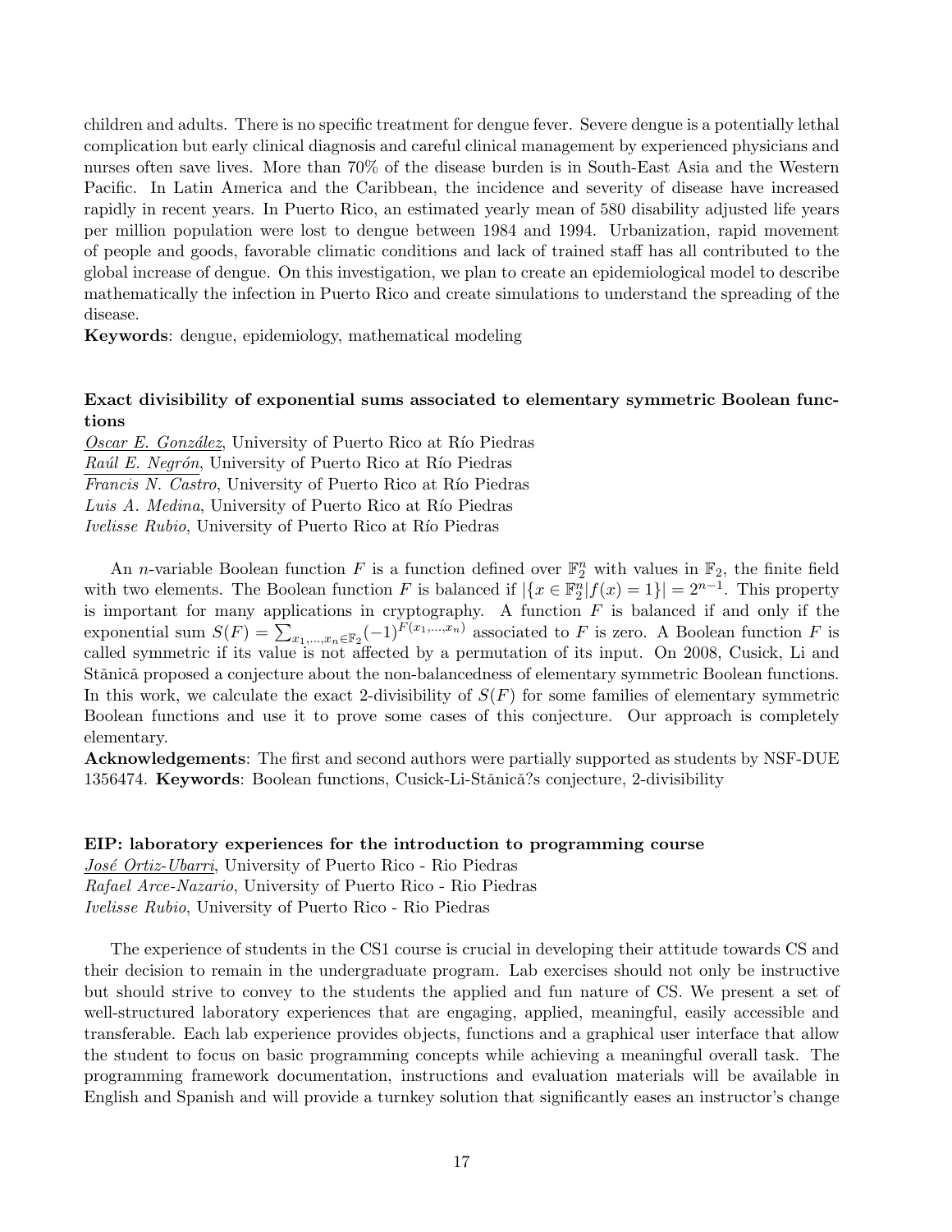children and adults. There is no specific treatment for dengue fever. Severe dengue is a potentially lethal complication but early clinical diagnosis and careful clinical management by experienced physicians and nurses often save lives. More than 70% of the disease burden is in South-East Asia and the Western Pacific. In Latin America and the Caribbean, the incidence and severity of disease have increased rapidly in recent years. In Puerto Rico, an estimated yearly mean of 580 disability adjusted life years per million population were lost to dengue between 1984 and 1994. Urbanization, rapid movement of people and goods, favorable climatic conditions and lack of trained staff has all contributed to the global increase of dengue. On this investigation, we plan to create an epidemiological model to describe mathematically the infection in Puerto Rico and create simulations to understand the spreading of the disease.

**Keywords**: dengue, epidemiology, mathematical modeling

**Exact divisibility of exponential sums associated to elementary symmetric Boolean functions**

*Oscar E. González*, University of Puerto Rico at Río Piedras
*Raúl E. Negrón*, University of Puerto Rico at Río Piedras
*Francis N. Castro*, University of Puerto Rico at Río Piedras
*Luis A. Medina*, University of Puerto Rico at Río Piedras
*Ivelisse Rubio*, University of Puerto Rico at Río Piedras

An $n$-variable Boolean function $F$ is a function defined over $\mathbb{F}_2^n$ with values in $\mathbb{F}_2$, the finite field with two elements. The Boolean function $F$ is balanced if $|\{x \in \mathbb{F}_2^n | f(x) = 1\}| = 2^{n-1}$. This property is important for many applications in cryptography. A function $F$ is balanced if and only if the exponential sum $S(F) = \sum_{x_1,\ldots,x_n \in \mathbb{F}_2} (-1)^{F(x_1,\ldots,x_n)}$ associated to $F$ is zero. A Boolean function $F$ is called symmetric if its value is not affected by a permutation of its input. On 2008, Cusick, Li and Stănică proposed a conjecture about the non-balancedness of elementary symmetric Boolean functions. In this work, we calculate the exact 2-divisibility of $S(F)$ for some families of elementary symmetric Boolean functions and use it to prove some cases of this conjecture. Our approach is completely elementary.

**Acknowledgements**: The first and second authors were partially supported as students by NSF-DUE 1356474. **Keywords**: Boolean functions, Cusick-Li-Stănică?s conjecture, 2-divisibility

**EIP: laboratory experiences for the introduction to programming course**

*José Ortiz-Ubarri*, University of Puerto Rico - Rio Piedras
*Rafael Arce-Nazario*, University of Puerto Rico - Rio Piedras
*Ivelisse Rubio*, University of Puerto Rico - Rio Piedras

The experience of students in the CS1 course is crucial in developing their attitude towards CS and their decision to remain in the undergraduate program. Lab exercises should not only be instructive but should strive to convey to the students the applied and fun nature of CS. We present a set of well-structured laboratory experiences that are engaging, applied, meaningful, easily accessible and transferable. Each lab experience provides objects, functions and a graphical user interface that allow the student to focus on basic programming concepts while achieving a meaningful overall task. The programming framework documentation, instructions and evaluation materials will be available in English and Spanish and will provide a turnkey solution that significantly eases an instructor's change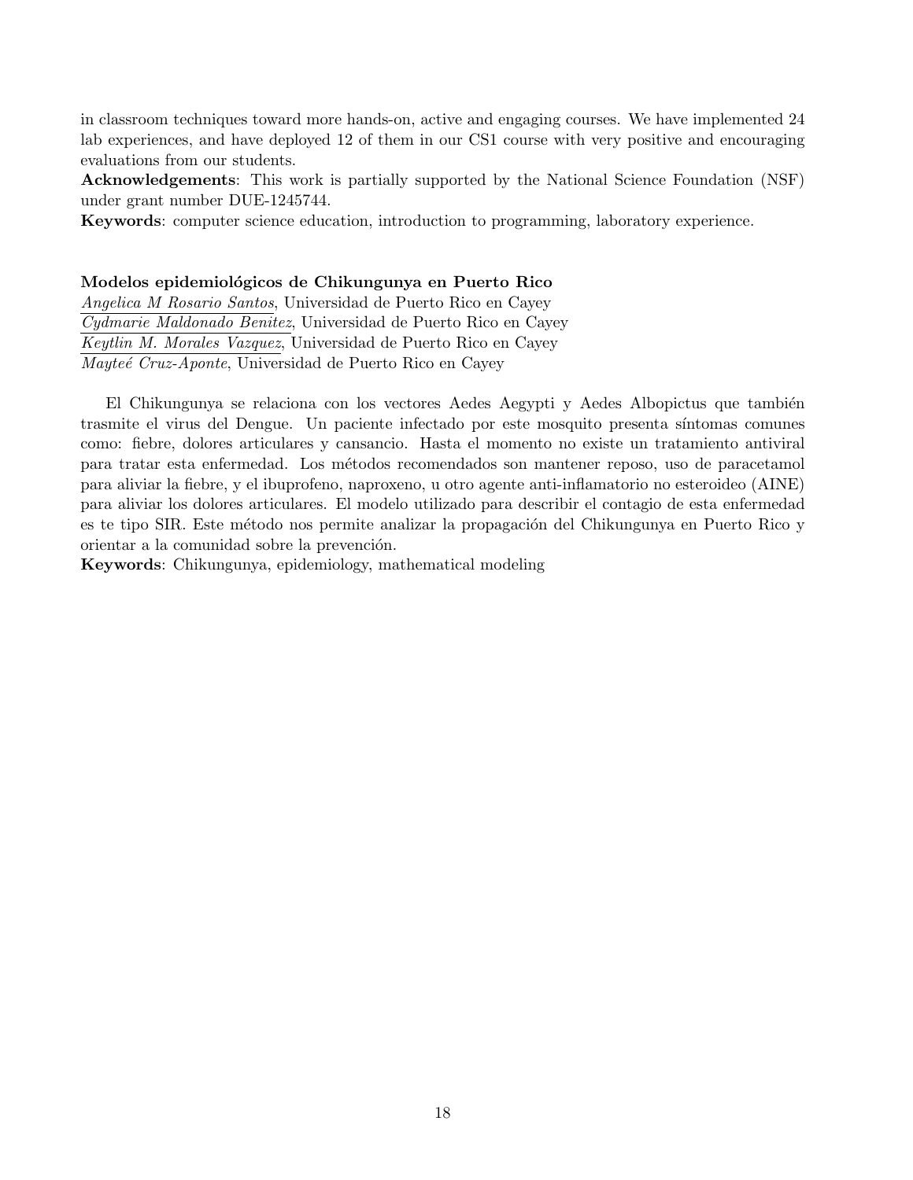in classroom techniques toward more hands-on, active and engaging courses. We have implemented 24 lab experiences, and have deployed 12 of them in our CS1 course with very positive and encouraging evaluations from our students.

**Acknowledgements**: This work is partially supported by the National Science Foundation (NSF) under grant number DUE-1245744.

**Keywords**: computer science education, introduction to programming, laboratory experience.

### Modelos epidemiológicos de Chikungunya en Puerto Rico

*Angelica M Rosario Santos*, Universidad de Puerto Rico en Cayey
*Cydmarie Maldonado Benitez*, Universidad de Puerto Rico en Cayey
*Keytlin M. Morales Vazquez*, Universidad de Puerto Rico en Cayey
*Mayteé Cruz-Aponte*, Universidad de Puerto Rico en Cayey

El Chikungunya se relaciona con los vectores Aedes Aegypti y Aedes Albopictus que también trasmite el virus del Dengue. Un paciente infectado por este mosquito presenta síntomas comunes como: fiebre, dolores articulares y cansancio. Hasta el momento no existe un tratamiento antiviral para tratar esta enfermedad. Los métodos recomendados son mantener reposo, uso de paracetamol para aliviar la fiebre, y el ibuprofeno, naproxeno, u otro agente anti-inflamatorio no esteroideo (AINE) para aliviar los dolores articulares. El modelo utilizado para describir el contagio de esta enfermedad es te tipo SIR. Este método nos permite analizar la propagación del Chikungunya en Puerto Rico y orientar a la comunidad sobre la prevención.

**Keywords**: Chikungunya, epidemiology, mathematical modeling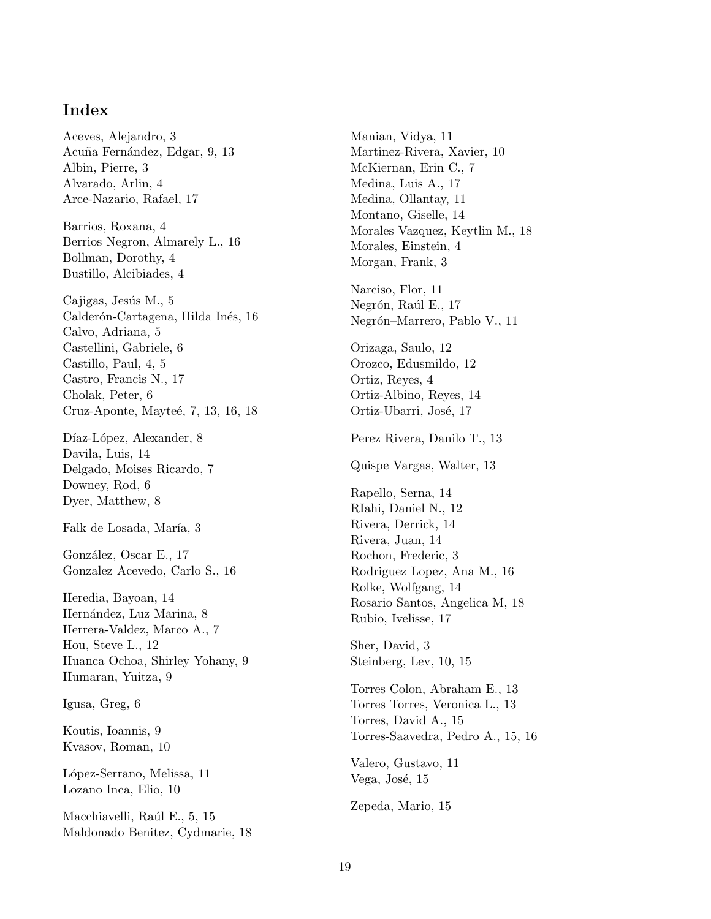## Index

Aceves, Alejandro, 3
Acuña Fernández, Edgar, 9, 13
Albin, Pierre, 3
Alvarado, Arlin, 4
Arce-Nazario, Rafael, 17

Barrios, Roxana, 4
Berrios Negron, Almarely L., 16
Bollman, Dorothy, 4
Bustillo, Alcibiades, 4

Cajigas, Jesús M., 5
Calderón-Cartagena, Hilda Inés, 16
Calvo, Adriana, 5
Castellini, Gabriele, 6
Castillo, Paul, 4, 5
Castro, Francis N., 17
Cholak, Peter, 6
Cruz-Aponte, Mayteé, 7, 13, 16, 18

Díaz-López, Alexander, 8
Davila, Luis, 14
Delgado, Moises Ricardo, 7
Downey, Rod, 6
Dyer, Matthew, 8

Falk de Losada, María, 3

González, Oscar E., 17
Gonzalez Acevedo, Carlo S., 16

Heredia, Bayoan, 14
Hernández, Luz Marina, 8
Herrera-Valdez, Marco A., 7
Hou, Steve L., 12
Huanca Ochoa, Shirley Yohany, 9
Humaran, Yuitza, 9

Igusa, Greg, 6

Koutis, Ioannis, 9
Kvasov, Roman, 10

López-Serrano, Melissa, 11
Lozano Inca, Elio, 10

Macchiavelli, Raúl E., 5, 15
Maldonado Benitez, Cydmarie, 18
Manian, Vidya, 11
Martinez-Rivera, Xavier, 10
McKiernan, Erin C., 7
Medina, Luis A., 17
Medina, Ollantay, 11
Montano, Giselle, 14
Morales Vazquez, Keytlin M., 18
Morales, Einstein, 4
Morgan, Frank, 3

Narciso, Flor, 11
Negrón, Raúl E., 17
Negrón–Marrero, Pablo V., 11

Orizaga, Saulo, 12
Orozco, Edusmildo, 12
Ortiz, Reyes, 4
Ortiz-Albino, Reyes, 14
Ortiz-Ubarri, José, 17

Perez Rivera, Danilo T., 13

Quispe Vargas, Walter, 13

Rapello, Serna, 14
RIahi, Daniel N., 12
Rivera, Derrick, 14
Rivera, Juan, 14
Rochon, Frederic, 3
Rodriguez Lopez, Ana M., 16
Rolke, Wolfgang, 14
Rosario Santos, Angelica M, 18
Rubio, Ivelisse, 17

Sher, David, 3
Steinberg, Lev, 10, 15

Torres Colon, Abraham E., 13
Torres Torres, Veronica L., 13
Torres, David A., 15
Torres-Saavedra, Pedro A., 15, 16

Valero, Gustavo, 11
Vega, José, 15

Zepeda, Mario, 15